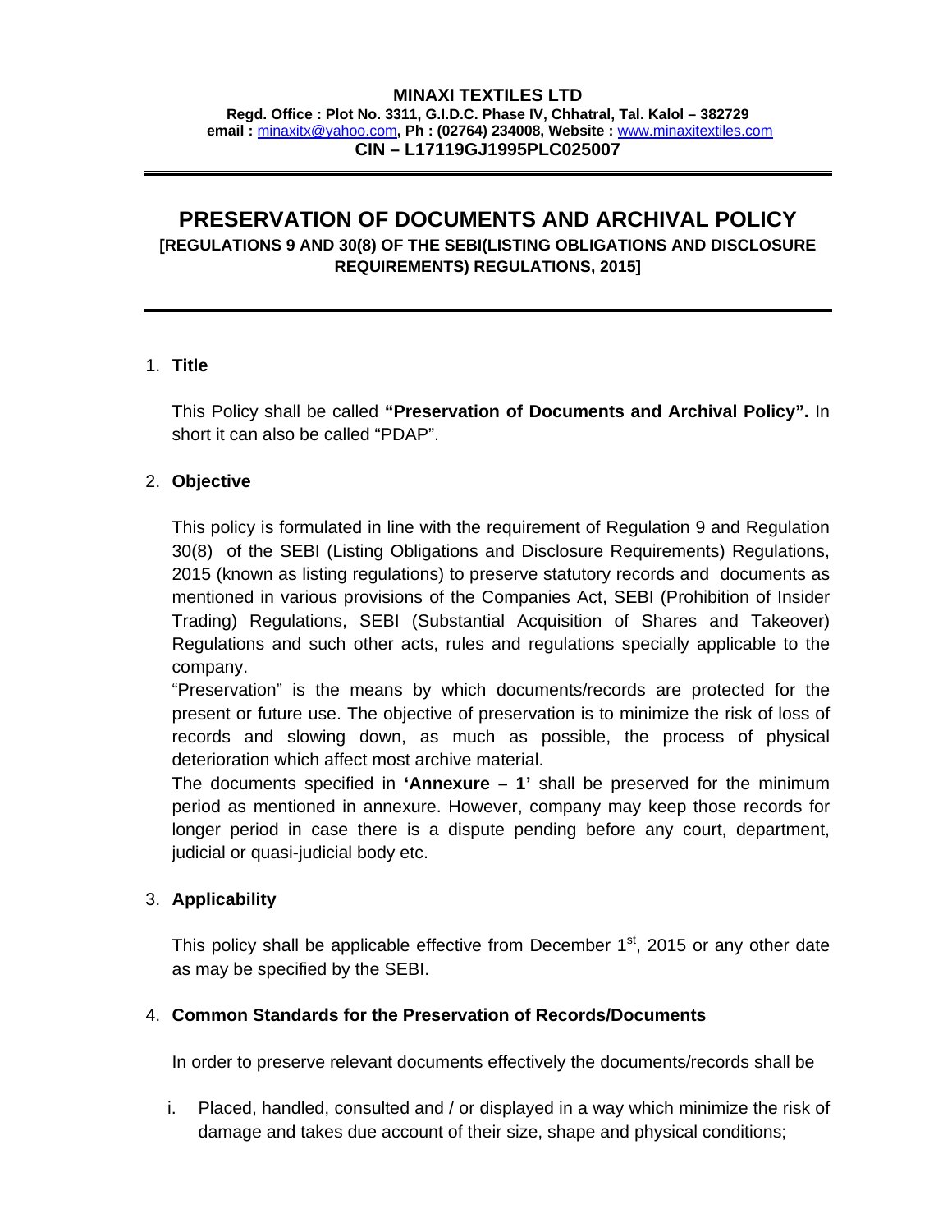**MINAXI TEXTILES LTD**
**Regd. Office : Plot No. 3311, G.I.D.C. Phase IV, Chhatral, Tal. Kalol – 382729**
**email :** minaxitx@yahoo.com**, Ph : (02764) 234008, Website :** www.minaxitextiles.com
**CIN – L17119GJ1995PLC025007**

---

# PRESERVATION OF DOCUMENTS AND ARCHIVAL POLICY

**[REGULATIONS 9 AND 30(8) OF THE SEBI(LISTING OBLIGATIONS AND DISCLOSURE REQUIREMENTS) REGULATIONS, 2015]**

---

1. **Title**

   This Policy shall be called **"Preservation of Documents and Archival Policy".** In short it can also be called "PDAP".

2. **Objective**

   This policy is formulated in line with the requirement of Regulation 9 and Regulation 30(8) of the SEBI (Listing Obligations and Disclosure Requirements) Regulations, 2015 (known as listing regulations) to preserve statutory records and documents as mentioned in various provisions of the Companies Act, SEBI (Prohibition of Insider Trading) Regulations, SEBI (Substantial Acquisition of Shares and Takeover) Regulations and such other acts, rules and regulations specially applicable to the company.

   "Preservation" is the means by which documents/records are protected for the present or future use. The objective of preservation is to minimize the risk of loss of records and slowing down, as much as possible, the process of physical deterioration which affect most archive material.

   The documents specified in **'Annexure – 1'** shall be preserved for the minimum period as mentioned in annexure. However, company may keep those records for longer period in case there is a dispute pending before any court, department, judicial or quasi-judicial body etc.

3. **Applicability**

   This policy shall be applicable effective from December 1st, 2015 or any other date as may be specified by the SEBI.

4. **Common Standards for the Preservation of Records/Documents**

   In order to preserve relevant documents effectively the documents/records shall be

   i. Placed, handled, consulted and / or displayed in a way which minimize the risk of damage and takes due account of their size, shape and physical conditions;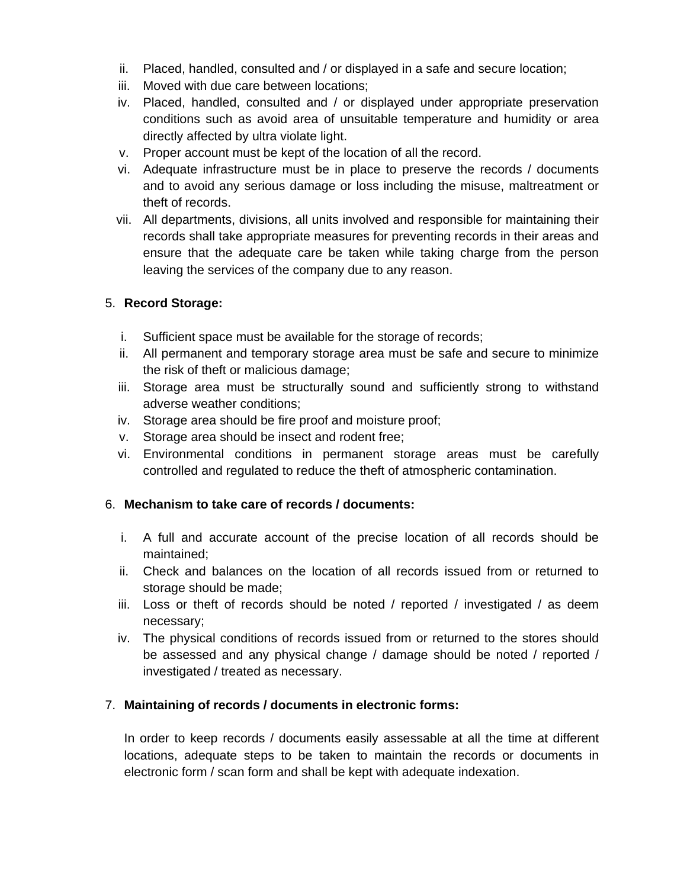ii. Placed, handled, consulted and / or displayed in a safe and secure location;
iii. Moved with due care between locations;
iv. Placed, handled, consulted and / or displayed under appropriate preservation conditions such as avoid area of unsuitable temperature and humidity or area directly affected by ultra violate light.
v. Proper account must be kept of the location of all the record.
vi. Adequate infrastructure must be in place to preserve the records / documents and to avoid any serious damage or loss including the misuse, maltreatment or theft of records.
vii. All departments, divisions, all units involved and responsible for maintaining their records shall take appropriate measures for preventing records in their areas and ensure that the adequate care be taken while taking charge from the person leaving the services of the company due to any reason.

5. **Record Storage:**

i. Sufficient space must be available for the storage of records;
ii. All permanent and temporary storage area must be safe and secure to minimize the risk of theft or malicious damage;
iii. Storage area must be structurally sound and sufficiently strong to withstand adverse weather conditions;
iv. Storage area should be fire proof and moisture proof;
v. Storage area should be insect and rodent free;
vi. Environmental conditions in permanent storage areas must be carefully controlled and regulated to reduce the theft of atmospheric contamination.

6. **Mechanism to take care of records / documents:**

i. A full and accurate account of the precise location of all records should be maintained;
ii. Check and balances on the location of all records issued from or returned to storage should be made;
iii. Loss or theft of records should be noted / reported / investigated / as deem necessary;
iv. The physical conditions of records issued from or returned to the stores should be assessed and any physical change / damage should be noted / reported / investigated / treated as necessary.

7. **Maintaining of records / documents in electronic forms:**

In order to keep records / documents easily assessable at all the time at different locations, adequate steps to be taken to maintain the records or documents in electronic form / scan form and shall be kept with adequate indexation.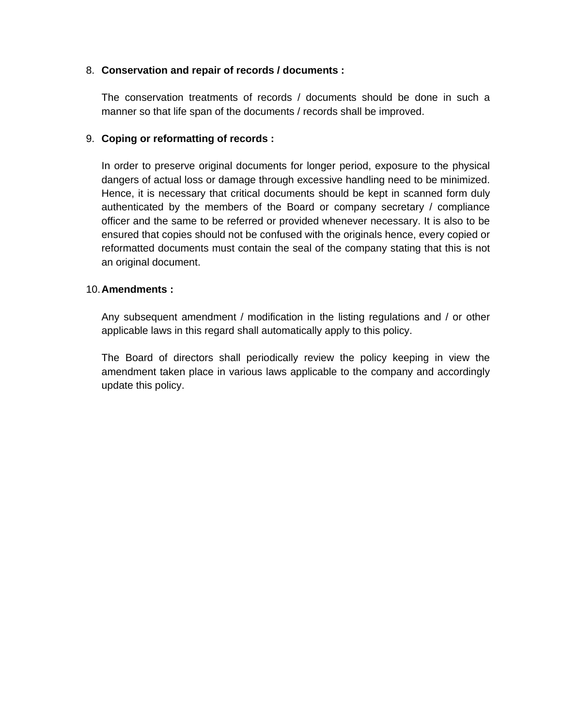8. **Conservation and repair of records / documents :**

   The conservation treatments of records / documents should be done in such a manner so that life span of the documents / records shall be improved.

9. **Coping or reformatting of records :**

   In order to preserve original documents for longer period, exposure to the physical dangers of actual loss or damage through excessive handling need to be minimized. Hence, it is necessary that critical documents should be kept in scanned form duly authenticated by the members of the Board or company secretary / compliance officer and the same to be referred or provided whenever necessary. It is also to be ensured that copies should not be confused with the originals hence, every copied or reformatted documents must contain the seal of the company stating that this is not an original document.

10. **Amendments :**

    Any subsequent amendment / modification in the listing regulations and / or other applicable laws in this regard shall automatically apply to this policy.

    The Board of directors shall periodically review the policy keeping in view the amendment taken place in various laws applicable to the company and accordingly update this policy.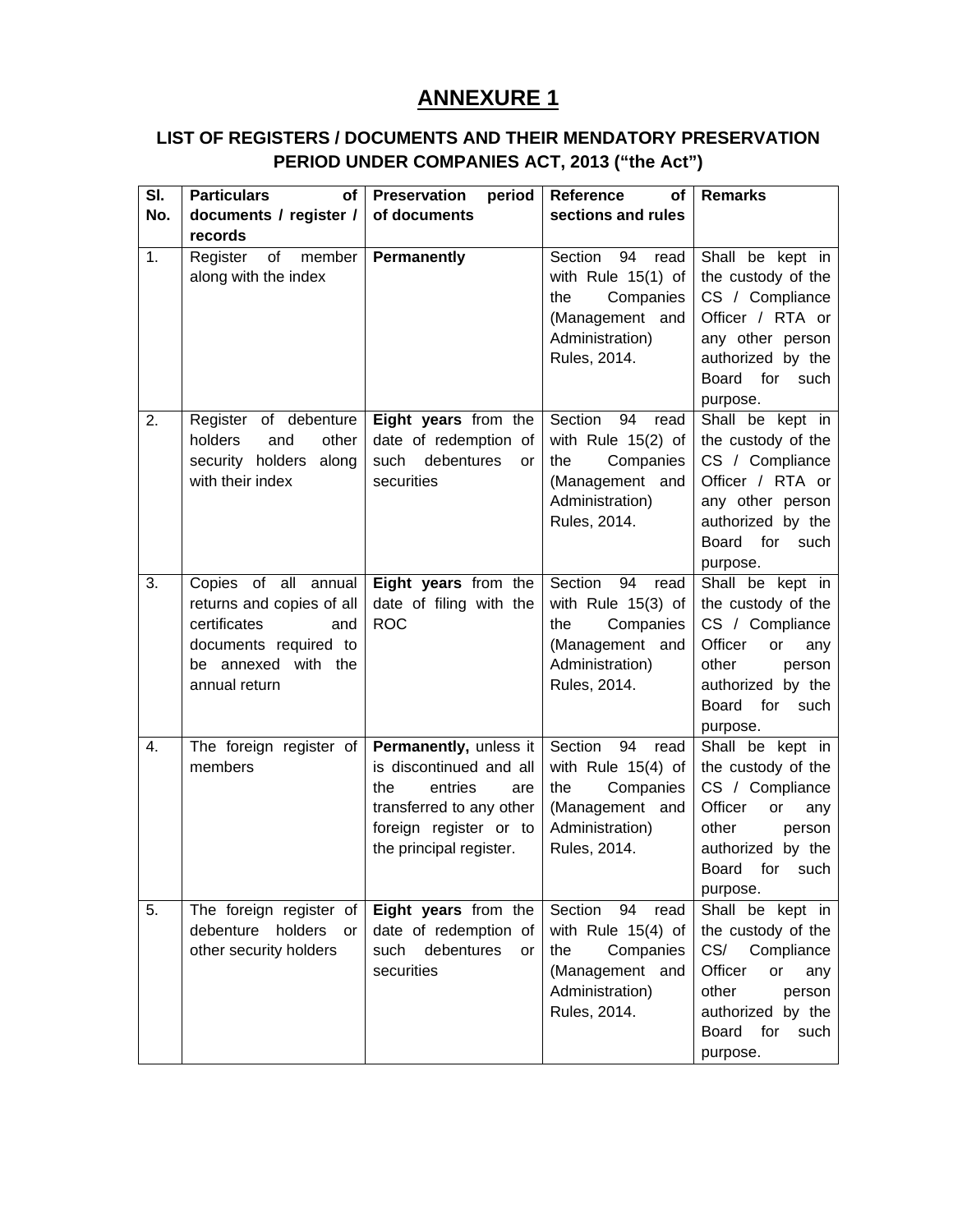# ANNEXURE 1

## LIST OF REGISTERS / DOCUMENTS AND THEIR MENDATORY PRESERVATION PERIOD UNDER COMPANIES ACT, 2013 ("the Act")

| Sl. No. | Particulars of documents / register / records | Preservation period of documents | Reference of sections and rules | Remarks |
|---|---|---|---|---|
| 1. | Register of member along with the index | **Permanently** | Section 94 read with Rule 15(1) of the Companies (Management and Administration) Rules, 2014. | Shall be kept in the custody of the CS / Compliance Officer / RTA or any other person authorized by the Board for such purpose. |
| 2. | Register of debenture holders and other security holders along with their index | **Eight years** from the date of redemption of such debentures or securities | Section 94 read with Rule 15(2) of the Companies (Management and Administration) Rules, 2014. | Shall be kept in the custody of the CS / Compliance Officer / RTA or any other person authorized by the Board for such purpose. |
| 3. | Copies of all annual returns and copies of all certificates and documents required to be annexed with the annual return | **Eight years** from the date of filing with the ROC | Section 94 read with Rule 15(3) of the Companies (Management and Administration) Rules, 2014. | Shall be kept in the custody of the CS / Compliance Officer or any other person authorized by the Board for such purpose. |
| 4. | The foreign register of members | **Permanently,** unless it is discontinued and all the entries are transferred to any other foreign register or to the principal register. | Section 94 read with Rule 15(4) of the Companies (Management and Administration) Rules, 2014. | Shall be kept in the custody of the CS / Compliance Officer or any other person authorized by the Board for such purpose. |
| 5. | The foreign register of debenture holders or other security holders | **Eight years** from the date of redemption of such debentures or securities | Section 94 read with Rule 15(4) of the Companies (Management and Administration) Rules, 2014. | Shall be kept in the custody of the CS/ Compliance Officer or any other person authorized by the Board for such purpose. |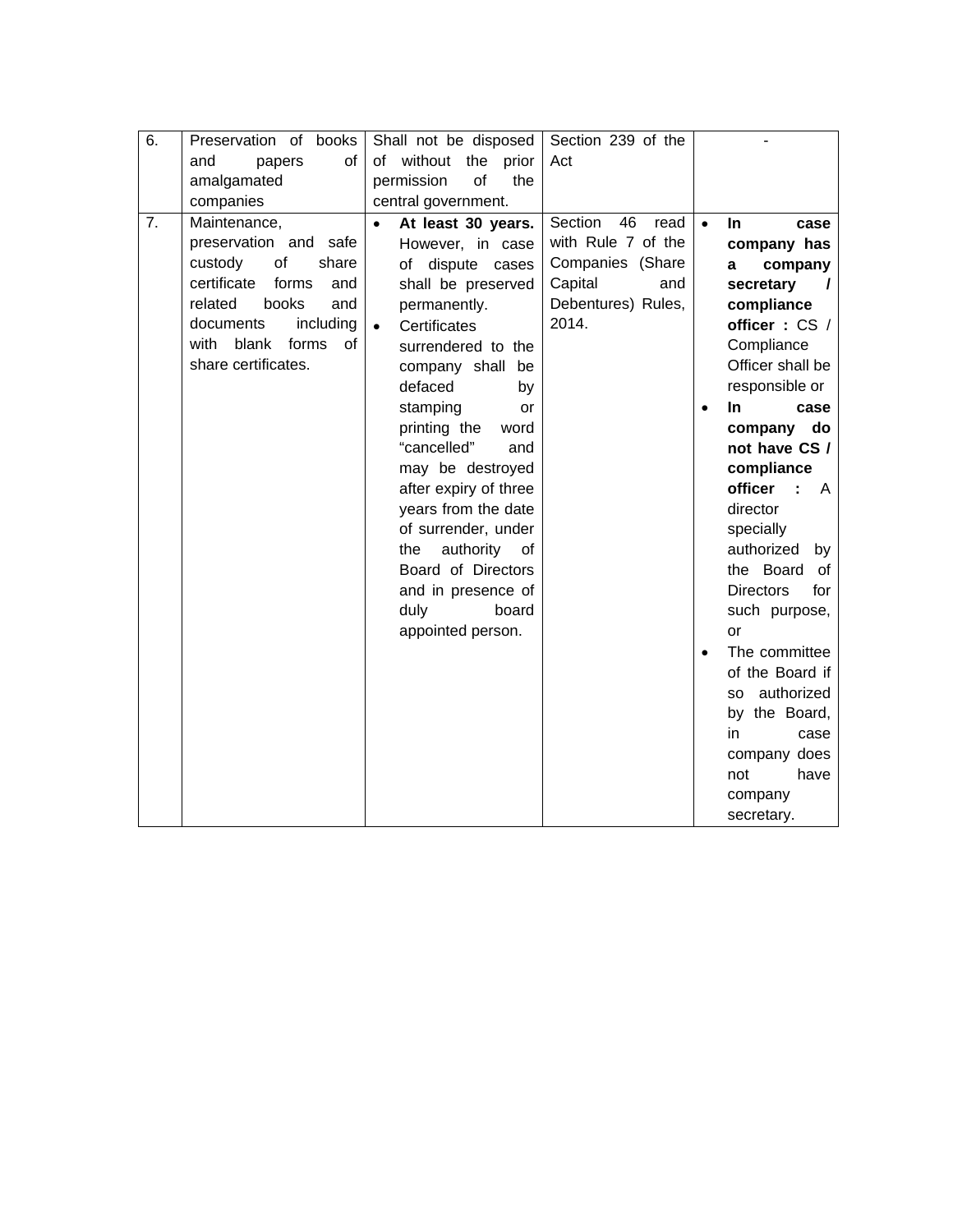| 6. | Preservation of books and papers of amalgamated companies | Shall not be disposed of without the prior permission of the central government. | Section 239 of the Act | - |
|---|---|---|---|---|
| 7. | Maintenance, preservation and safe custody of share certificate forms and related books and documents including with blank forms of share certificates. | • **At least 30 years.** However, in case of dispute cases shall be preserved permanently.<br>• Certificates surrendered to the company shall be defaced by stamping or printing the word "cancelled" and may be destroyed after expiry of three years from the date of surrender, under the authority of Board of Directors and in presence of duly board appointed person. | Section 46 read with Rule 7 of the Companies (Share Capital and Debentures) Rules, 2014. | • **In case company has a company secretary / compliance officer :** CS / Compliance Officer shall be responsible or<br>• **In case company do not have CS / compliance officer :** A director specially authorized by the Board of Directors for such purpose, or<br>• The committee of the Board if so authorized by the Board, in case company does not have company secretary. |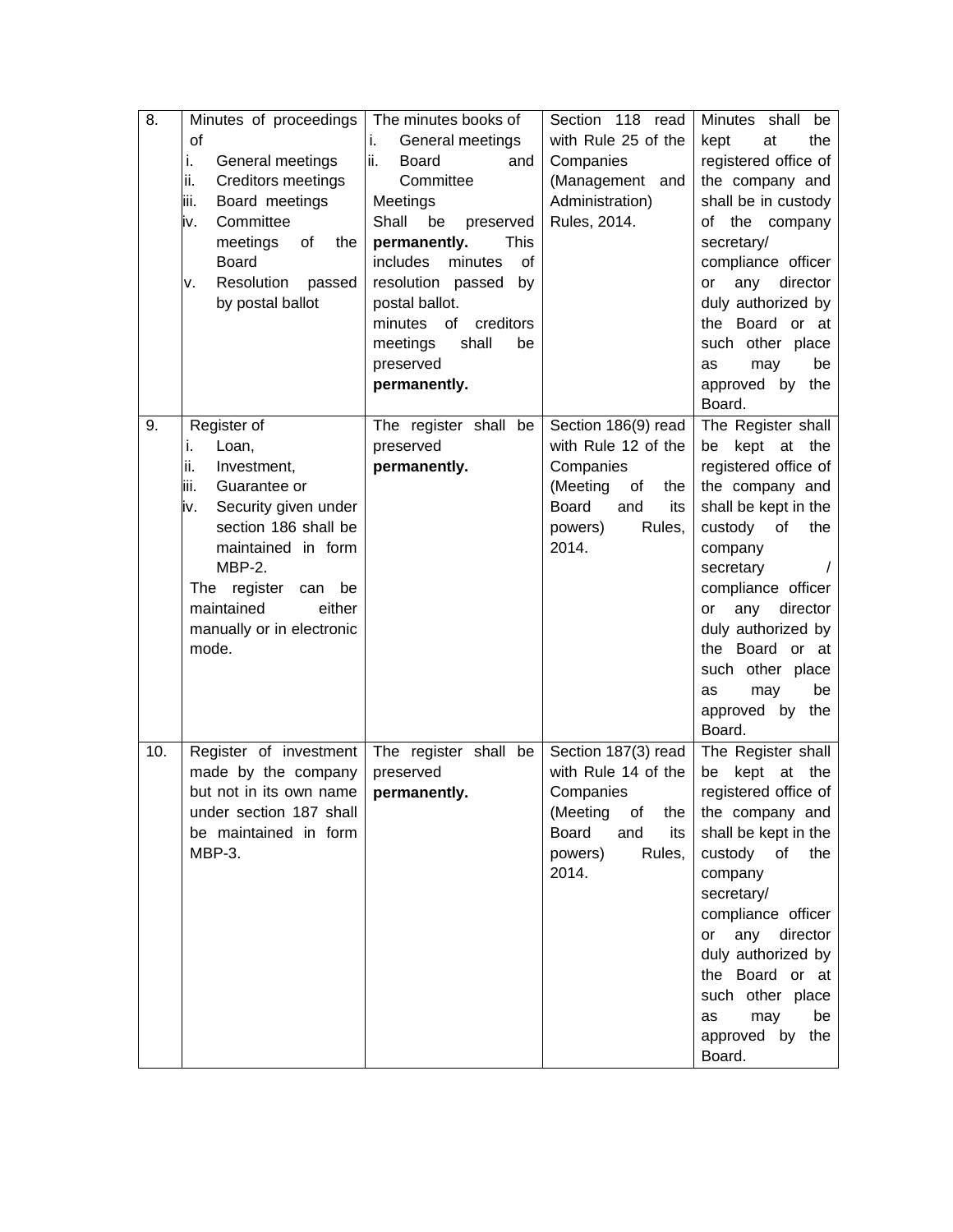| 8. | Minutes of proceedings of<br>i. General meetings<br>ii. Creditors meetings<br>iii. Board meetings<br>iv. Committee meetings of the Board<br>v. Resolution passed by postal ballot | The minutes books of<br>i. General meetings<br>ii. Board and Committee Meetings<br>Shall be preserved **permanently.** This includes minutes of resolution passed by postal ballot.<br>minutes of creditors meetings shall be preserved **permanently.** | Section 118 read with Rule 25 of the Companies (Management and Administration) Rules, 2014. | Minutes shall be kept at the registered office of the company and shall be in custody of the company secretary/ compliance officer or any director duly authorized by the Board or at such other place as may be approved by the Board. |
|---|---|---|---|---|
| 9. | Register of<br>i. Loan,<br>ii. Investment,<br>iii. Guarantee or<br>iv. Security given under section 186 shall be maintained in form MBP-2.<br>The register can be maintained either manually or in electronic mode. | The register shall be preserved **permanently.** | Section 186(9) read with Rule 12 of the Companies (Meeting of the Board and its powers) Rules, 2014. | The Register shall be kept at the registered office of the company and shall be kept in the custody of the company secretary / compliance officer or any director duly authorized by the Board or at such other place as may be approved by the Board. |
| 10. | Register of investment made by the company but not in its own name under section 187 shall be maintained in form MBP-3. | The register shall be preserved **permanently.** | Section 187(3) read with Rule 14 of the Companies (Meeting of the Board and its powers) Rules, 2014. | The Register shall be kept at the registered office of the company and shall be kept in the custody of the company secretary/ compliance officer or any director duly authorized by the Board or at such other place as may be approved by the Board. |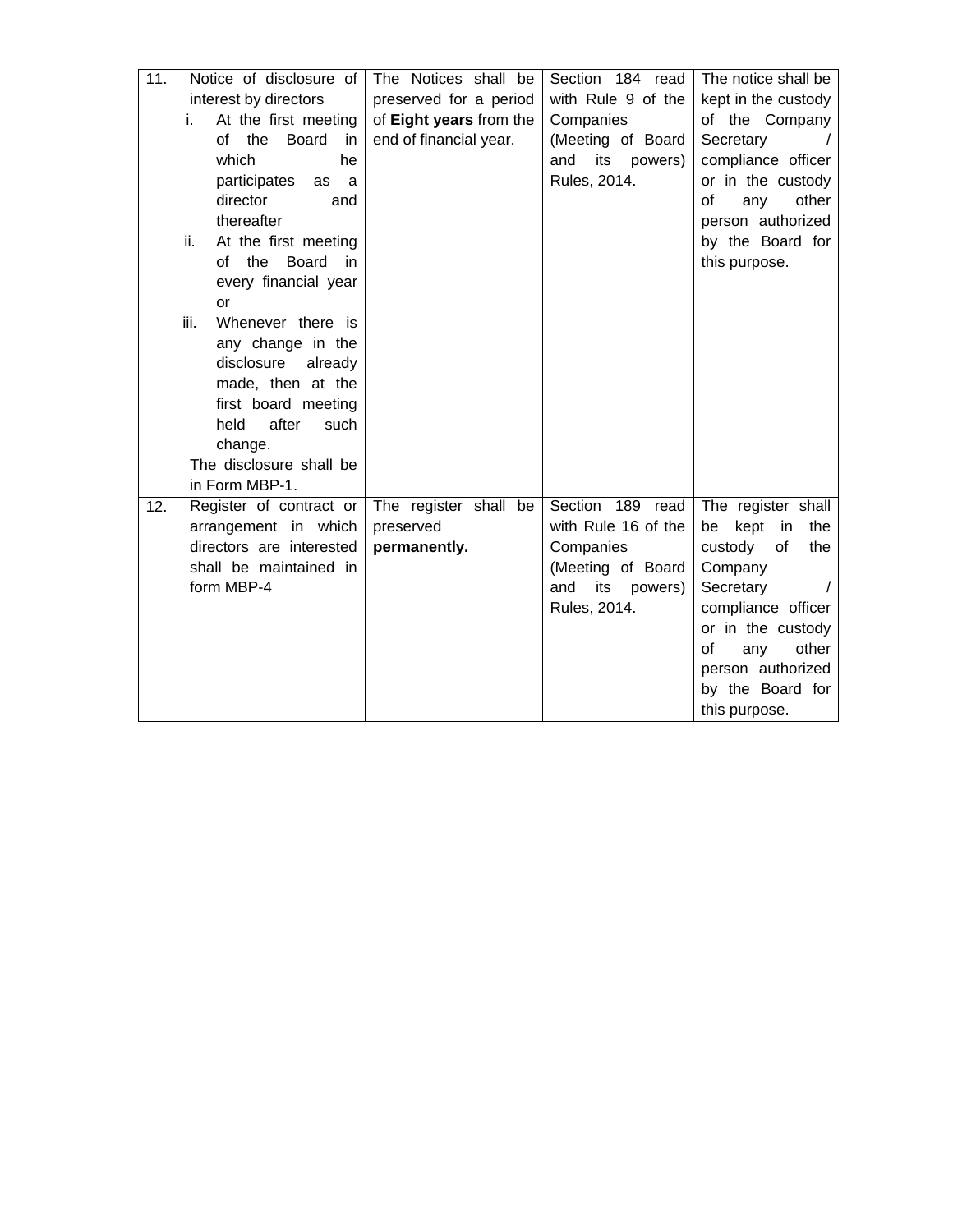| 11. | Notice of disclosure of interest by directors<br>i. At the first meeting of the Board in which he participates as a director and thereafter<br>ii. At the first meeting of the Board in every financial year or<br>iii. Whenever there is any change in the disclosure already made, then at the first board meeting held after such change.<br>The disclosure shall be in Form MBP-1. | The Notices shall be preserved for a period of **Eight years** from the end of financial year. | Section 184 read with Rule 9 of the Companies (Meeting of Board and its powers) Rules, 2014. | The notice shall be kept in the custody of the Company Secretary / compliance officer or in the custody of any other person authorized by the Board for this purpose. |
|---|---|---|---|---|
| 12. | Register of contract or arrangement in which directors are interested shall be maintained in form MBP-4 | The register shall be preserved **permanently.** | Section 189 read with Rule 16 of the Companies (Meeting of Board and its powers) Rules, 2014. | The register shall be kept in the custody of the Company Secretary / compliance officer or in the custody of any other person authorized by the Board for this purpose. |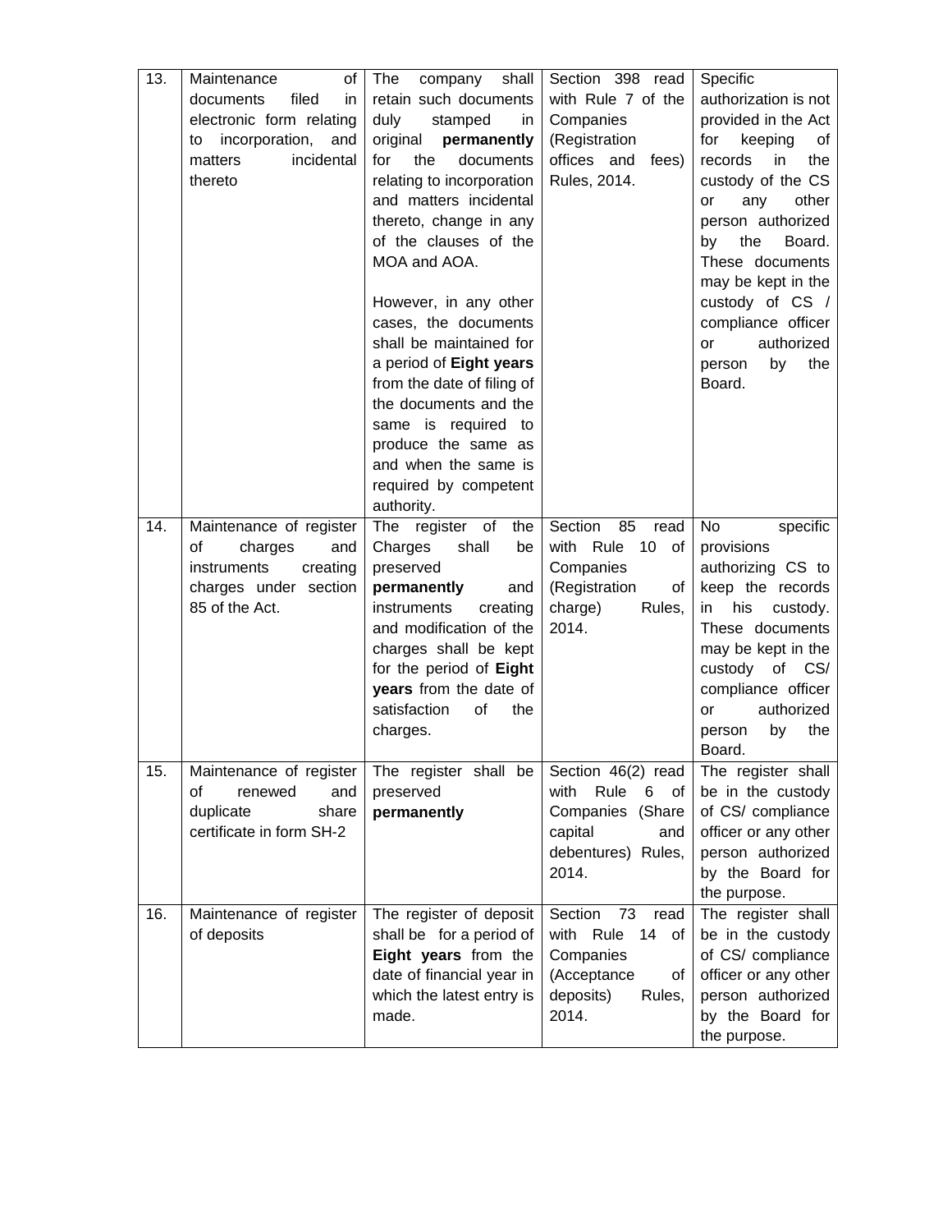| 13. | Maintenance of documents filed in electronic form relating to incorporation, and matters incidental thereto | The company shall retain such documents duly stamped in original **permanently** for the documents relating to incorporation and matters incidental thereto, change in any of the clauses of the MOA and AOA.<br><br>However, in any other cases, the documents shall be maintained for a period of **Eight years** from the date of filing of the documents and the same is required to produce the same as and when the same is required by competent authority. | Section 398 read with Rule 7 of the Companies (Registration offices and fees) Rules, 2014. | Specific authorization is not provided in the Act for keeping of records in the custody of the CS or any other person authorized by the Board. These documents may be kept in the custody of CS / compliance officer or authorized person by the Board. |
|---|---|---|---|---|
| 14. | Maintenance of register of charges and instruments creating charges under section 85 of the Act. | The register of the Charges shall be preserved **permanently** and instruments creating and modification of the charges shall be kept for the period of **Eight years** from the date of satisfaction of the charges. | Section 85 read with Rule 10 of Companies (Registration of charge) Rules, 2014. | No specific provisions authorizing CS to keep the records in his custody. These documents may be kept in the custody of CS/ compliance officer or authorized person by the Board. |
| 15. | Maintenance of register of renewed and duplicate share certificate in form SH-2 | The register shall be preserved **permanently** | Section 46(2) read with Rule 6 of Companies (Share capital and debentures) Rules, 2014. | The register shall be in the custody of CS/ compliance officer or any other person authorized by the Board for the purpose. |
| 16. | Maintenance of register of deposits | The register of deposit shall be for a period of **Eight years** from the date of financial year in which the latest entry is made. | Section 73 read with Rule 14 of Companies (Acceptance of deposits) Rules, 2014. | The register shall be in the custody of CS/ compliance officer or any other person authorized by the Board for the purpose. |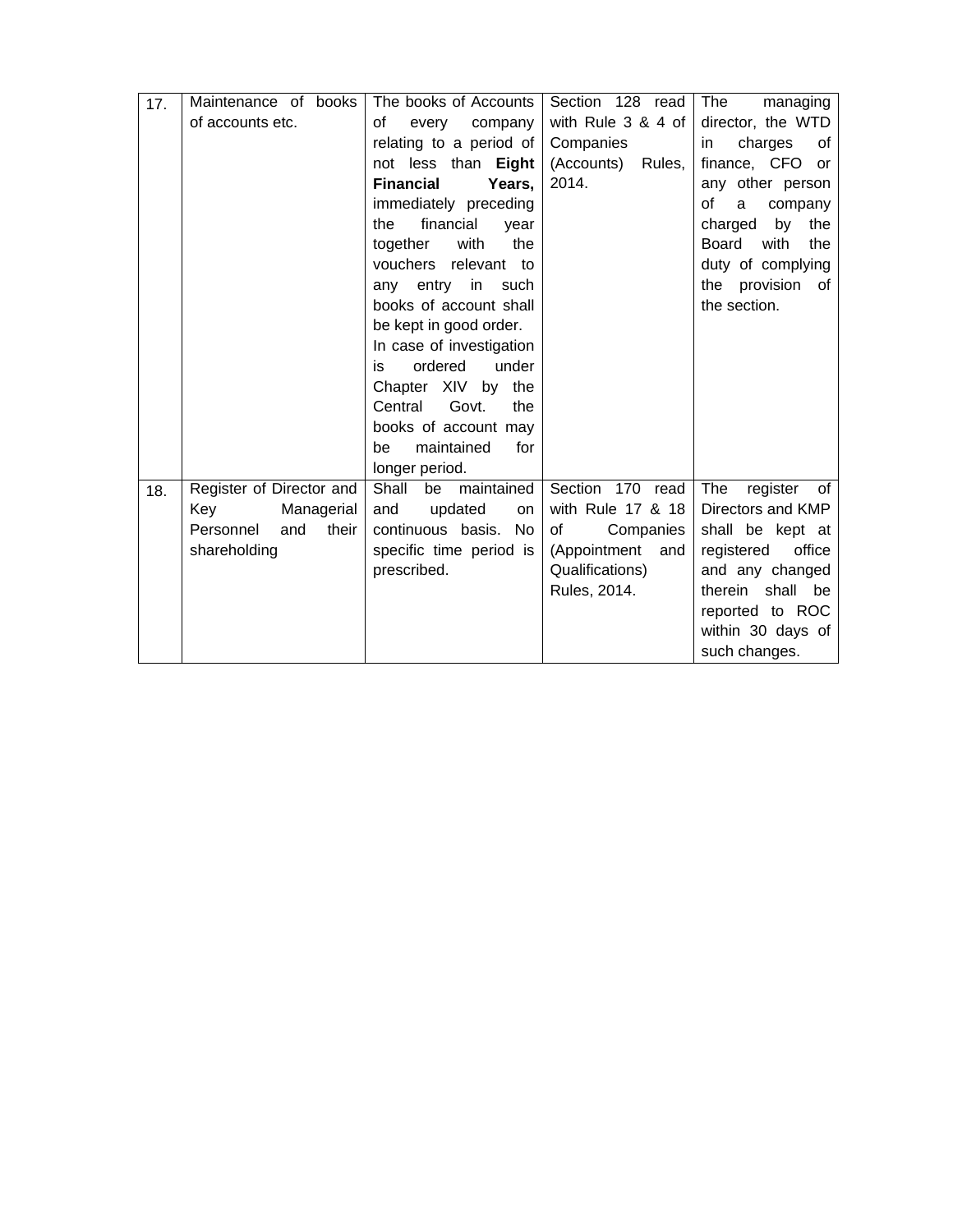| 17. | Maintenance of books of accounts etc. | The books of Accounts of every company relating to a period of not less than **Eight Financial Years,** immediately preceding the financial year together with the vouchers relevant to any entry in such books of account shall be kept in good order. In case of investigation is ordered under Chapter XIV by the Central Govt. the books of account may be maintained for longer period. | Section 128 read with Rule 3 & 4 of Companies (Accounts) Rules, 2014. | The managing director, the WTD in charges of finance, CFO or any other person of a company charged by the Board with the duty of complying the provision of the section. |
|---|---|---|---|---|
| 18. | Register of Director and Key Managerial Personnel and their shareholding | Shall be maintained and updated on continuous basis. No specific time period is prescribed. | Section 170 read with Rule 17 & 18 of Companies (Appointment and Qualifications) Rules, 2014. | The register of Directors and KMP shall be kept at registered office and any changed therein shall be reported to ROC within 30 days of such changes. |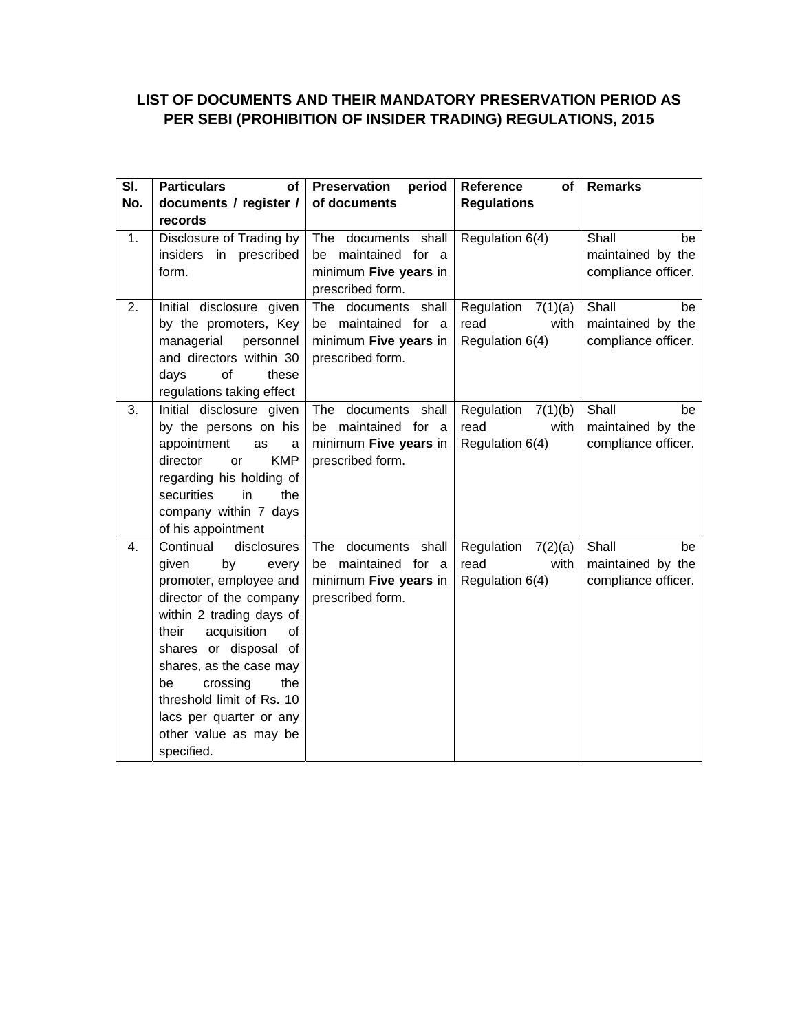## LIST OF DOCUMENTS AND THEIR MANDATORY PRESERVATION PERIOD AS PER SEBI (PROHIBITION OF INSIDER TRADING) REGULATIONS, 2015

| Sl. No. | Particulars of documents / register / records | Preservation period of documents | Reference of Regulations | Remarks |
|---|---|---|---|---|
| 1. | Disclosure of Trading by insiders in prescribed form. | The documents shall be maintained for a minimum **Five years** in prescribed form. | Regulation 6(4) | Shall be maintained by the compliance officer. |
| 2. | Initial disclosure given by the promoters, Key managerial personnel and directors within 30 days of these regulations taking effect | The documents shall be maintained for a minimum **Five years** in prescribed form. | Regulation 7(1)(a) read with Regulation 6(4) | Shall be maintained by the compliance officer. |
| 3. | Initial disclosure given by the persons on his appointment as a director or KMP regarding his holding of securities in the company within 7 days of his appointment | The documents shall be maintained for a minimum **Five years** in prescribed form. | Regulation 7(1)(b) read with Regulation 6(4) | Shall be maintained by the compliance officer. |
| 4. | Continual disclosures given by every promoter, employee and director of the company within 2 trading days of their acquisition of shares or disposal of shares, as the case may be crossing the threshold limit of Rs. 10 lacs per quarter or any other value as may be specified. | The documents shall be maintained for a minimum **Five years** in prescribed form. | Regulation 7(2)(a) read with Regulation 6(4) | Shall be maintained by the compliance officer. |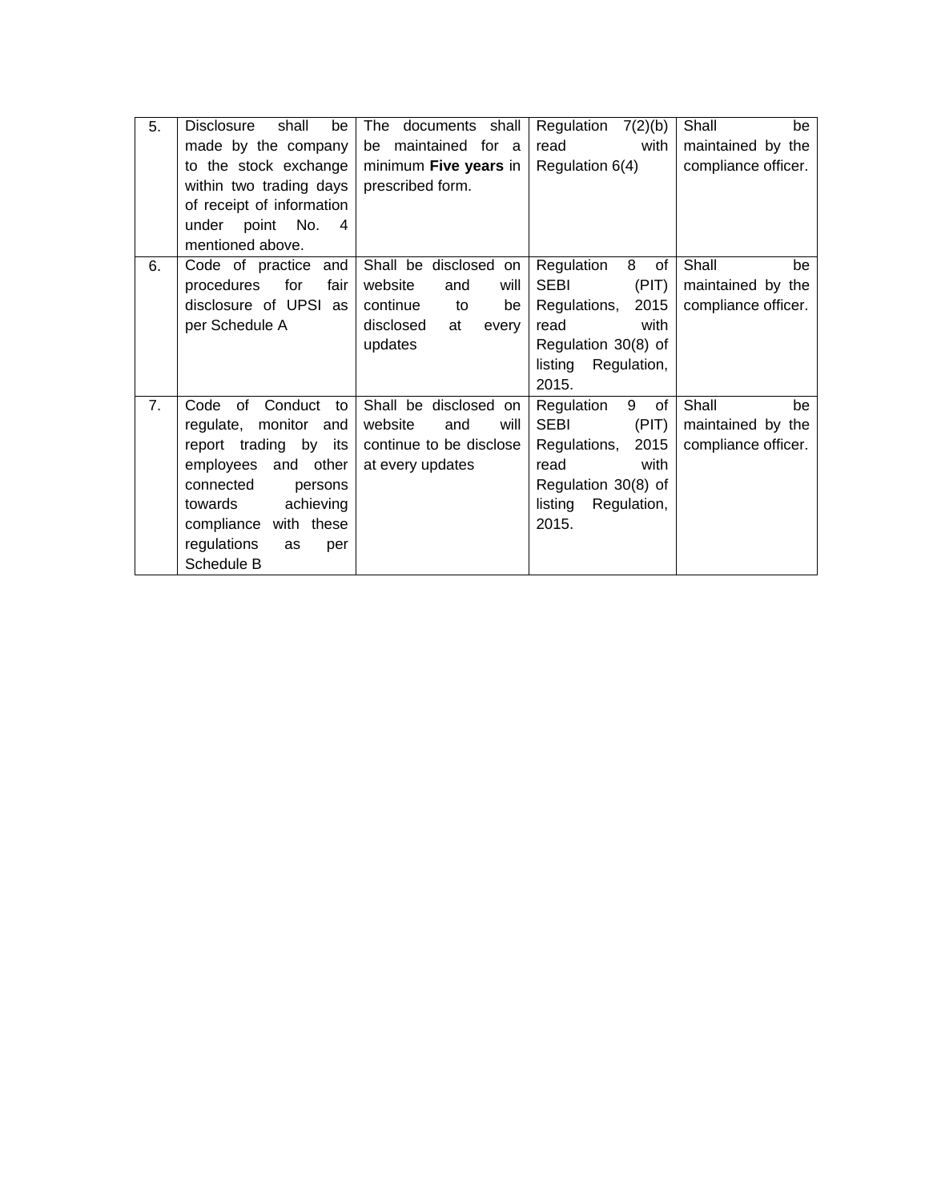| 5. | Disclosure shall be made by the company to the stock exchange within two trading days of receipt of information under point No. 4 mentioned above. | The documents shall be maintained for a minimum **Five years** in prescribed form. | Regulation 7(2)(b) read with Regulation 6(4) | Shall be maintained by the compliance officer. |
|---|---|---|---|---|
| 6. | Code of practice and procedures for fair disclosure of UPSI as per Schedule A | Shall be disclosed on website and will continue to be disclosed at every updates | Regulation 8 of SEBI (PIT) Regulations, 2015 read with Regulation 30(8) of listing Regulation, 2015. | Shall be maintained by the compliance officer. |
| 7. | Code of Conduct to regulate, monitor and report trading by its employees and other connected persons towards achieving compliance with these regulations as per Schedule B | Shall be disclosed on website and will continue to be disclose at every updates | Regulation 9 of SEBI (PIT) Regulations, 2015 read with Regulation 30(8) of listing Regulation, 2015. | Shall be maintained by the compliance officer. |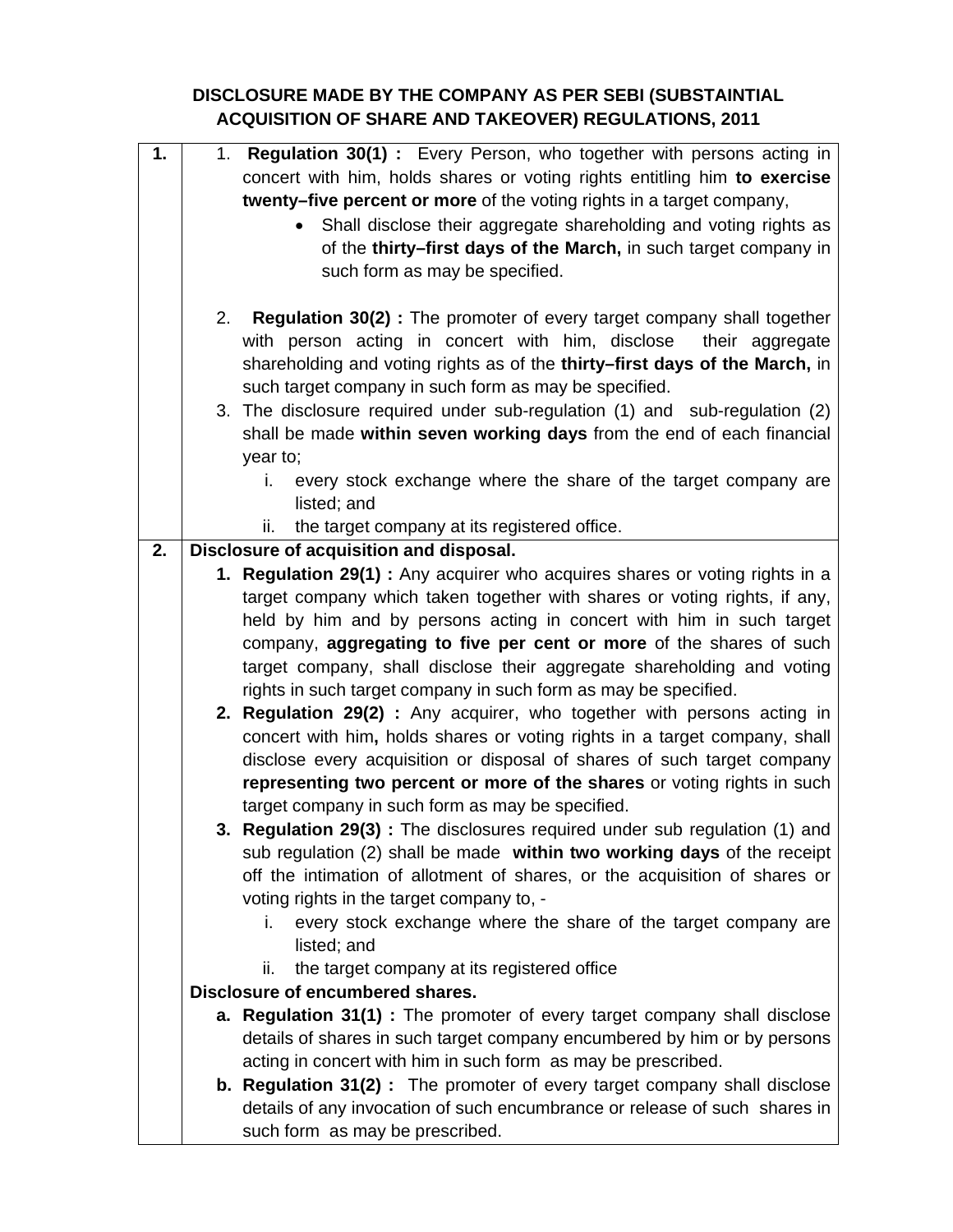## DISCLOSURE MADE BY THE COMPANY AS PER SEBI (SUBSTAINTIAL ACQUISITION OF SHARE AND TAKEOVER) REGULATIONS, 2011

| | |
|---|---|
| **1.** | 1. **Regulation 30(1) :** Every Person, who together with persons acting in concert with him, holds shares or voting rights entitling him **to exercise twenty–five percent or more** of the voting rights in a target company,<br>• Shall disclose their aggregate shareholding and voting rights as of the **thirty–first days of the March,** in such target company in such form as may be specified.<br><br>2. **Regulation 30(2) :** The promoter of every target company shall together with person acting in concert with him, disclose their aggregate shareholding and voting rights as of the **thirty–first days of the March,** in such target company in such form as may be specified.<br>3. The disclosure required under sub-regulation (1) and sub-regulation (2) shall be made **within seven working days** from the end of each financial year to;<br>i. every stock exchange where the share of the target company are listed; and<br>ii. the target company at its registered office. |
| **2.** | **Disclosure of acquisition and disposal.**<br>**1. Regulation 29(1) :** Any acquirer who acquires shares or voting rights in a target company which taken together with shares or voting rights, if any, held by him and by persons acting in concert with him in such target company, **aggregating to five per cent or more** of the shares of such target company, shall disclose their aggregate shareholding and voting rights in such target company in such form as may be specified.<br>**2. Regulation 29(2) :** Any acquirer, who together with persons acting in concert with him**,** holds shares or voting rights in a target company, shall disclose every acquisition or disposal of shares of such target company **representing two percent or more of the shares** or voting rights in such target company in such form as may be specified.<br>**3. Regulation 29(3) :** The disclosures required under sub regulation (1) and sub regulation (2) shall be made **within two working days** of the receipt off the intimation of allotment of shares, or the acquisition of shares or voting rights in the target company to, -<br>i. every stock exchange where the share of the target company are listed; and<br>ii. the target company at its registered office<br>**Disclosure of encumbered shares.**<br>**a. Regulation 31(1) :** The promoter of every target company shall disclose details of shares in such target company encumbered by him or by persons acting in concert with him in such form as may be prescribed.<br>**b. Regulation 31(2) :** The promoter of every target company shall disclose details of any invocation of such encumbrance or release of such shares in such form as may be prescribed. |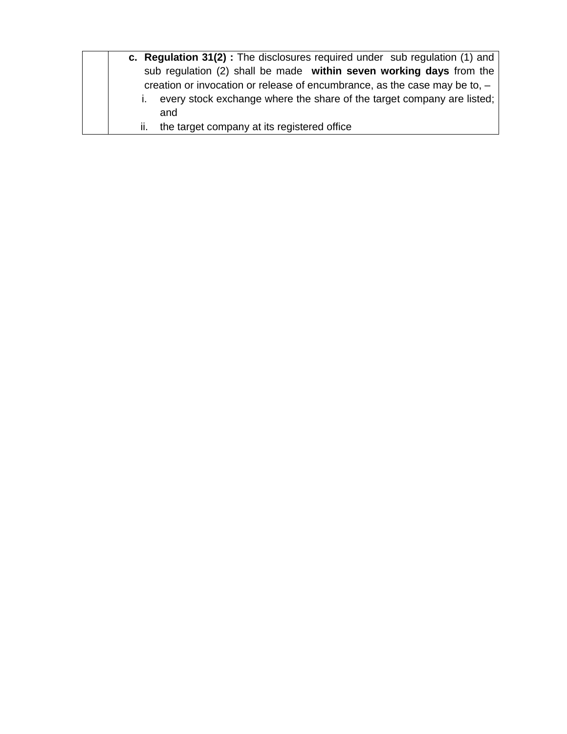|  |  |
| --- | --- |
|  | c. **Regulation 31(2) :** The disclosures required under sub regulation (1) and sub regulation (2) shall be made **within seven working days** from the creation or invocation or release of encumbrance, as the case may be to, – <br> i. every stock exchange where the share of the target company are listed; and <br> ii. the target company at its registered office |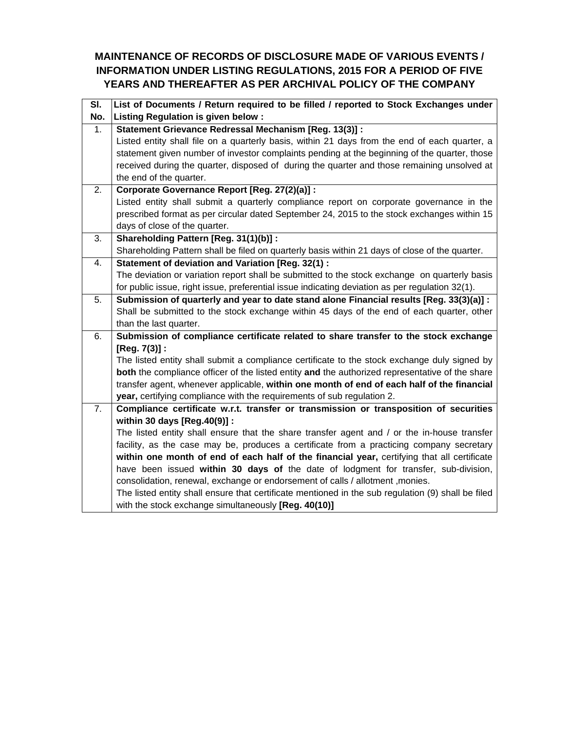# MAINTENANCE OF RECORDS OF DISCLOSURE MADE OF VARIOUS EVENTS / INFORMATION UNDER LISTING REGULATIONS, 2015 FOR A PERIOD OF FIVE YEARS AND THEREAFTER AS PER ARCHIVAL POLICY OF THE COMPANY

| Sl. No. | List of Documents / Return required to be filled / reported to Stock Exchanges under Listing Regulation is given below : |
|---|---|
| 1. | **Statement Grievance Redressal Mechanism [Reg. 13(3)] :**<br>Listed entity shall file on a quarterly basis, within 21 days from the end of each quarter, a statement given number of investor complaints pending at the beginning of the quarter, those received during the quarter, disposed of during the quarter and those remaining unsolved at the end of the quarter. |
| 2. | **Corporate Governance Report [Reg. 27(2)(a)] :**<br>Listed entity shall submit a quarterly compliance report on corporate governance in the prescribed format as per circular dated September 24, 2015 to the stock exchanges within 15 days of close of the quarter. |
| 3. | **Shareholding Pattern [Reg. 31(1)(b)] :**<br>Shareholding Pattern shall be filed on quarterly basis within 21 days of close of the quarter. |
| 4. | **Statement of deviation and Variation [Reg. 32(1) :**<br>The deviation or variation report shall be submitted to the stock exchange on quarterly basis for public issue, right issue, preferential issue indicating deviation as per regulation 32(1). |
| 5. | **Submission of quarterly and year to date stand alone Financial results [Reg. 33(3)(a)] :**<br>Shall be submitted to the stock exchange within 45 days of the end of each quarter, other than the last quarter. |
| 6. | **Submission of compliance certificate related to share transfer to the stock exchange [Reg. 7(3)] :**<br>The listed entity shall submit a compliance certificate to the stock exchange duly signed by **both** the compliance officer of the listed entity **and** the authorized representative of the share transfer agent, whenever applicable, **within one month of end of each half of the financial year,** certifying compliance with the requirements of sub regulation 2. |
| 7. | **Compliance certificate w.r.t. transfer or transmission or transposition of securities within 30 days [Reg.40(9)] :**<br>The listed entity shall ensure that the share transfer agent and / or the in-house transfer facility, as the case may be, produces a certificate from a practicing company secretary **within one month of end of each half of the financial year,** certifying that all certificate have been issued **within 30 days of** the date of lodgment for transfer, sub-division, consolidation, renewal, exchange or endorsement of calls / allotment ,monies.<br>The listed entity shall ensure that certificate mentioned in the sub regulation (9) shall be filed with the stock exchange simultaneously **[Reg. 40(10)]** |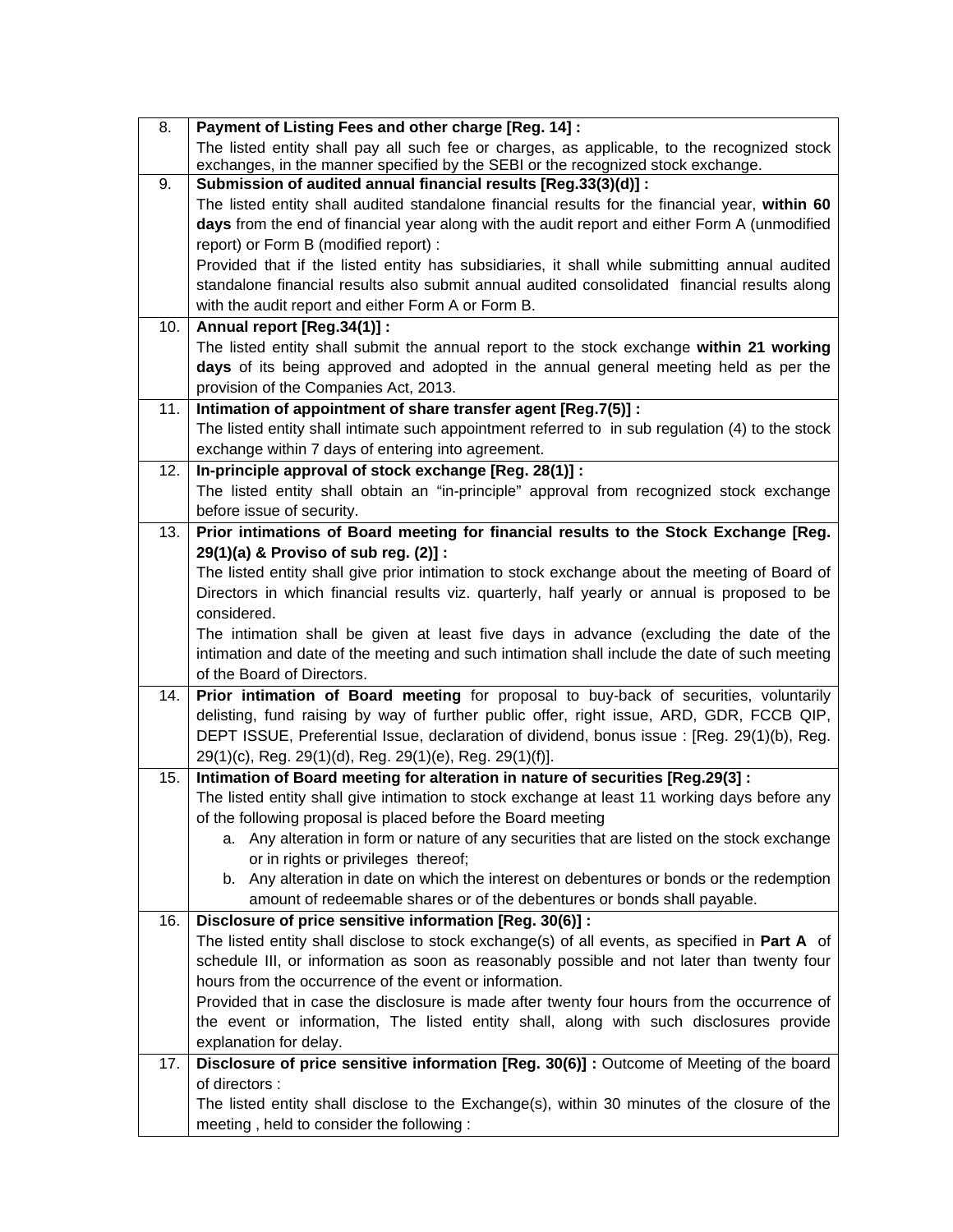| | |
|---|---|
| 8. | **Payment of Listing Fees and other charge [Reg. 14] :**<br>The listed entity shall pay all such fee or charges, as applicable, to the recognized stock exchanges, in the manner specified by the SEBI or the recognized stock exchange. |
| 9. | **Submission of audited annual financial results [Reg.33(3)(d)] :**<br>The listed entity shall audited standalone financial results for the financial year, **within 60 days** from the end of financial year along with the audit report and either Form A (unmodified report) or Form B (modified report) :<br>Provided that if the listed entity has subsidiaries, it shall while submitting annual audited standalone financial results also submit annual audited consolidated financial results along with the audit report and either Form A or Form B. |
| 10. | **Annual report [Reg.34(1)] :**<br>The listed entity shall submit the annual report to the stock exchange **within 21 working days** of its being approved and adopted in the annual general meeting held as per the provision of the Companies Act, 2013. |
| 11. | **Intimation of appointment of share transfer agent [Reg.7(5)] :**<br>The listed entity shall intimate such appointment referred to in sub regulation (4) to the stock exchange within 7 days of entering into agreement. |
| 12. | **In-principle approval of stock exchange [Reg. 28(1)] :**<br>The listed entity shall obtain an "in-principle" approval from recognized stock exchange before issue of security. |
| 13. | **Prior intimations of Board meeting for financial results to the Stock Exchange [Reg. 29(1)(a) & Proviso of sub reg. (2)] :**<br>The listed entity shall give prior intimation to stock exchange about the meeting of Board of Directors in which financial results viz. quarterly, half yearly or annual is proposed to be considered.<br>The intimation shall be given at least five days in advance (excluding the date of the intimation and date of the meeting and such intimation shall include the date of such meeting of the Board of Directors. |
| 14. | **Prior intimation of Board meeting** for proposal to buy-back of securities, voluntarily delisting, fund raising by way of further public offer, right issue, ARD, GDR, FCCB QIP, DEPT ISSUE, Preferential Issue, declaration of dividend, bonus issue : [Reg. 29(1)(b), Reg. 29(1)(c), Reg. 29(1)(d), Reg. 29(1)(e), Reg. 29(1)(f)]. |
| 15. | **Intimation of Board meeting for alteration in nature of securities [Reg.29(3] :**<br>The listed entity shall give intimation to stock exchange at least 11 working days before any of the following proposal is placed before the Board meeting<br>a. Any alteration in form or nature of any securities that are listed on the stock exchange or in rights or privileges thereof;<br>b. Any alteration in date on which the interest on debentures or bonds or the redemption amount of redeemable shares or of the debentures or bonds shall payable. |
| 16. | **Disclosure of price sensitive information [Reg. 30(6)] :**<br>The listed entity shall disclose to stock exchange(s) of all events, as specified in **Part A** of schedule III, or information as soon as reasonably possible and not later than twenty four hours from the occurrence of the event or information.<br>Provided that in case the disclosure is made after twenty four hours from the occurrence of the event or information, The listed entity shall, along with such disclosures provide explanation for delay. |
| 17. | **Disclosure of price sensitive information [Reg. 30(6)] :** Outcome of Meeting of the board of directors :<br>The listed entity shall disclose to the Exchange(s), within 30 minutes of the closure of the meeting , held to consider the following : |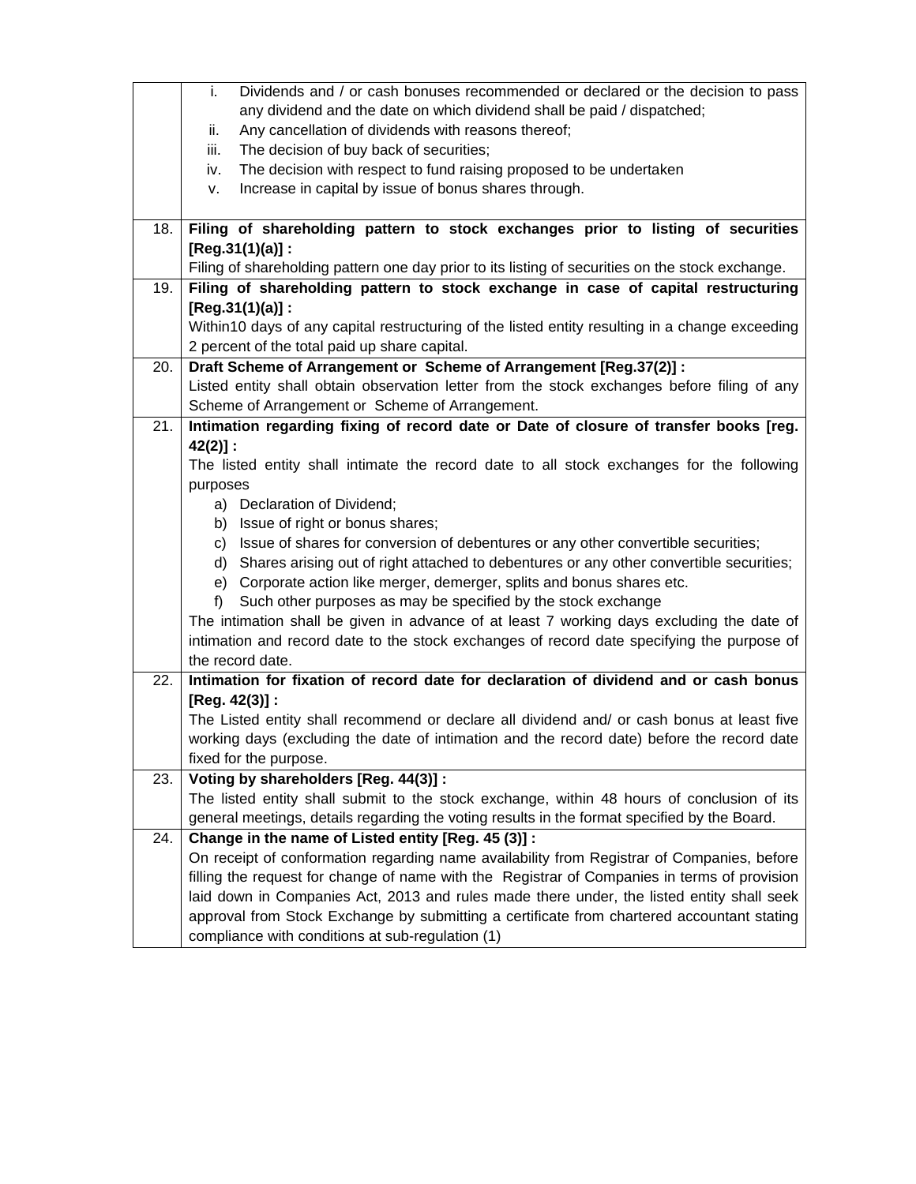| | |
|---|---|
| | i. Dividends and / or cash bonuses recommended or declared or the decision to pass any dividend and the date on which dividend shall be paid / dispatched;<br>ii. Any cancellation of dividends with reasons thereof;<br>iii. The decision of buy back of securities;<br>iv. The decision with respect to fund raising proposed to be undertaken<br>v. Increase in capital by issue of bonus shares through. |
| 18. | **Filing of shareholding pattern to stock exchanges prior to listing of securities [Reg.31(1)(a)] :**<br>Filing of shareholding pattern one day prior to its listing of securities on the stock exchange. |
| 19. | **Filing of shareholding pattern to stock exchange in case of capital restructuring [Reg.31(1)(a)] :**<br>Within10 days of any capital restructuring of the listed entity resulting in a change exceeding 2 percent of the total paid up share capital. |
| 20. | **Draft Scheme of Arrangement or Scheme of Arrangement [Reg.37(2)] :**<br>Listed entity shall obtain observation letter from the stock exchanges before filing of any Scheme of Arrangement or Scheme of Arrangement. |
| 21. | **Intimation regarding fixing of record date or Date of closure of transfer books [reg. 42(2)] :**<br>The listed entity shall intimate the record date to all stock exchanges for the following purposes<br>a) Declaration of Dividend;<br>b) Issue of right or bonus shares;<br>c) Issue of shares for conversion of debentures or any other convertible securities;<br>d) Shares arising out of right attached to debentures or any other convertible securities;<br>e) Corporate action like merger, demerger, splits and bonus shares etc.<br>f) Such other purposes as may be specified by the stock exchange<br>The intimation shall be given in advance of at least 7 working days excluding the date of intimation and record date to the stock exchanges of record date specifying the purpose of the record date. |
| 22. | **Intimation for fixation of record date for declaration of dividend and or cash bonus [Reg. 42(3)] :**<br>The Listed entity shall recommend or declare all dividend and/ or cash bonus at least five working days (excluding the date of intimation and the record date) before the record date fixed for the purpose. |
| 23. | **Voting by shareholders [Reg. 44(3)] :**<br>The listed entity shall submit to the stock exchange, within 48 hours of conclusion of its general meetings, details regarding the voting results in the format specified by the Board. |
| 24. | **Change in the name of Listed entity [Reg. 45 (3)] :**<br>On receipt of conformation regarding name availability from Registrar of Companies, before filling the request for change of name with the Registrar of Companies in terms of provision laid down in Companies Act, 2013 and rules made there under, the listed entity shall seek approval from Stock Exchange by submitting a certificate from chartered accountant stating compliance with conditions at sub-regulation (1) |